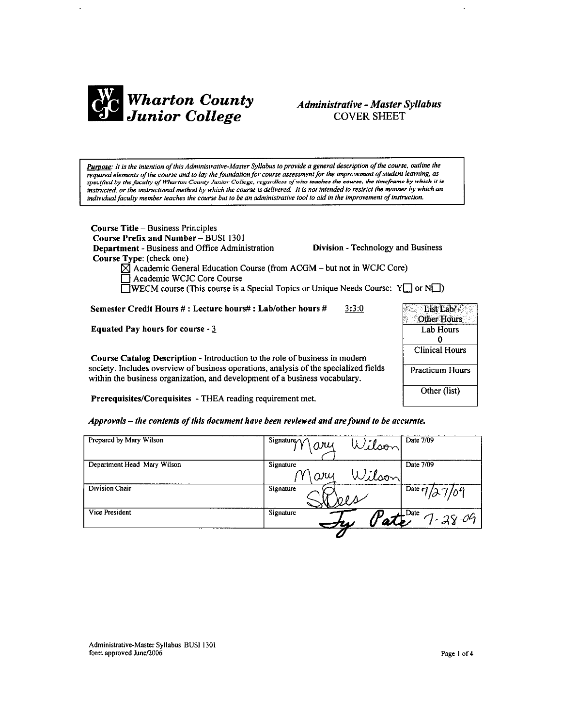# Wharton County Junior College

## *Administrative - Master Syllabus*
## COVER SHEET

***Purpose**: It is the intention of this Administrative-Master Syllabus to provide a general description of the course, outline the required elements of the course and to lay the foundation for course assessment for the improvement of student learning, as specified by the faculty of Wharton County Junior College, regardless of who teaches the course, the timeframe by which it is instructed, or the instructional method by which the course is delivered. It is not intended to restrict the manner by which an individual faculty member teaches the course but to be an administrative tool to aid in the improvement of instruction.*

**Course Title** – Business Principles
**Course Prefix and Number** – BUSI 1301
**Department** - Business and Office Administration  **Division** - Technology and Business
**Course Type**: (check one)

- ☒ Academic General Education Course (from ACGM – but not in WCJC Core)
- ☐ Academic WCJC Core Course
- ☐ WECM course (This course is a Special Topics or Unique Needs Course: Y☐ or N☐)

**Semester Credit Hours # : Lecture hours# : Lab/other hours #** 3:3:0

**Equated Pay hours for course** - 3

| List Lab/ Other Hours |
|---|
| Lab Hours<br>0 |
| Clinical Hours |
| Practicum Hours |
| Other (list) |

**Course Catalog Description** - Introduction to the role of business in modern society. Includes overview of business operations, analysis of the specialized fields within the business organization, and development of a business vocabulary.

**Prerequisites/Corequisites** - THEA reading requirement met.

***Approvals – the contents of this document have been reviewed and are found to be accurate.***

| | | |
|---|---|---|
| Prepared by Mary Wilson | Signature Mary Wilson | Date 7/09 |
| Department Head Mary Wilson | Signature Mary Wilson | Date 7/09 |
| Division Chair | Signature S Rees | Date 7/27/09 |
| Vice President | Signature Ty Pate | Date 7-28-09 |

Administrative-Master Syllabus BUSI 1301
form approved June/2006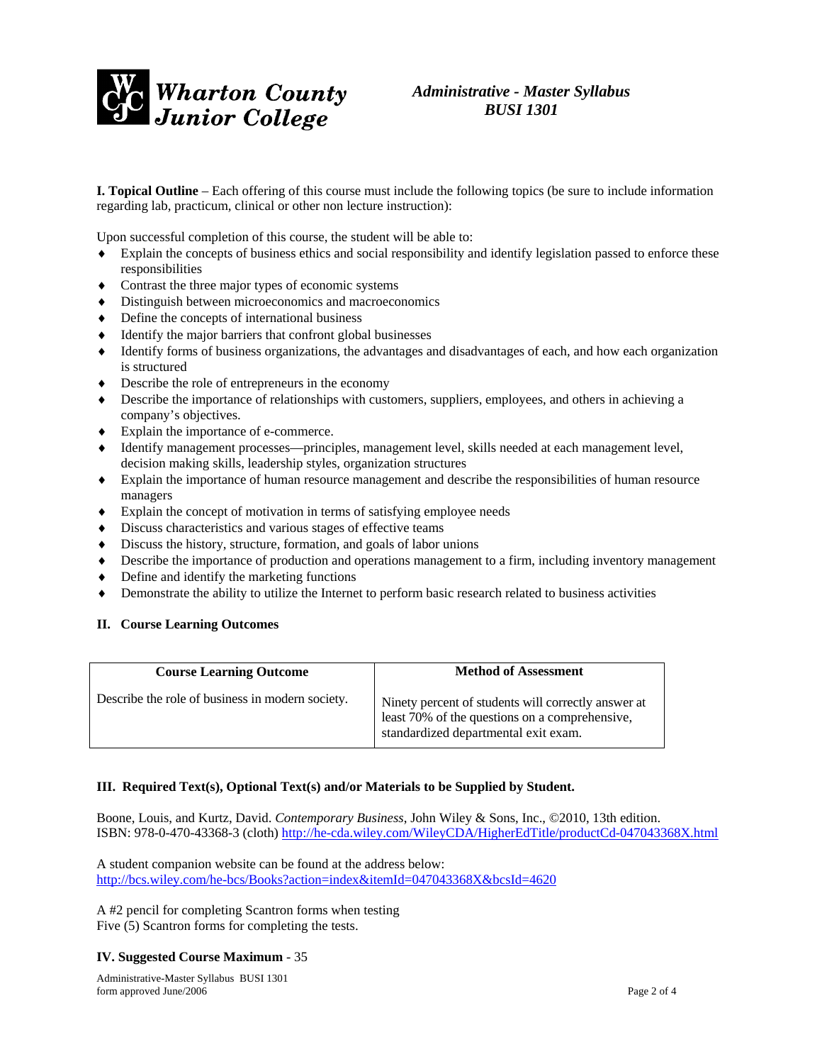**Wharton County Junior College**

***Administrative - Master Syllabus***
***BUSI 1301***

**I. Topical Outline** – Each offering of this course must include the following topics (be sure to include information regarding lab, practicum, clinical or other non lecture instruction):

Upon successful completion of this course, the student will be able to:

- Explain the concepts of business ethics and social responsibility and identify legislation passed to enforce these responsibilities
- Contrast the three major types of economic systems
- Distinguish between microeconomics and macroeconomics
- Define the concepts of international business
- Identify the major barriers that confront global businesses
- Identify forms of business organizations, the advantages and disadvantages of each, and how each organization is structured
- Describe the role of entrepreneurs in the economy
- Describe the importance of relationships with customers, suppliers, employees, and others in achieving a company's objectives.
- Explain the importance of e-commerce.
- Identify management processes—principles, management level, skills needed at each management level, decision making skills, leadership styles, organization structures
- Explain the importance of human resource management and describe the responsibilities of human resource managers
- Explain the concept of motivation in terms of satisfying employee needs
- Discuss characteristics and various stages of effective teams
- Discuss the history, structure, formation, and goals of labor unions
- Describe the importance of production and operations management to a firm, including inventory management
- Define and identify the marketing functions
- Demonstrate the ability to utilize the Internet to perform basic research related to business activities

**II. Course Learning Outcomes**

| Course Learning Outcome | Method of Assessment |
| --- | --- |
| Describe the role of business in modern society. | Ninety percent of students will correctly answer at least 70% of the questions on a comprehensive, standardized departmental exit exam. |

**III. Required Text(s), Optional Text(s) and/or Materials to be Supplied by Student.**

Boone, Louis, and Kurtz, David. *Contemporary Business*, John Wiley & Sons, Inc., ©2010, 13th edition. ISBN: 978-0-470-43368-3 (cloth) http://he-cda.wiley.com/WileyCDA/HigherEdTitle/productCd-047043368X.html

A student companion website can be found at the address below:
http://bcs.wiley.com/he-bcs/Books?action=index&itemId=047043368X&bcsId=4620

A #2 pencil for completing Scantron forms when testing
Five (5) Scantron forms for completing the tests.

**IV. Suggested Course Maximum** - 35

Administrative-Master Syllabus BUSI 1301
form approved June/2006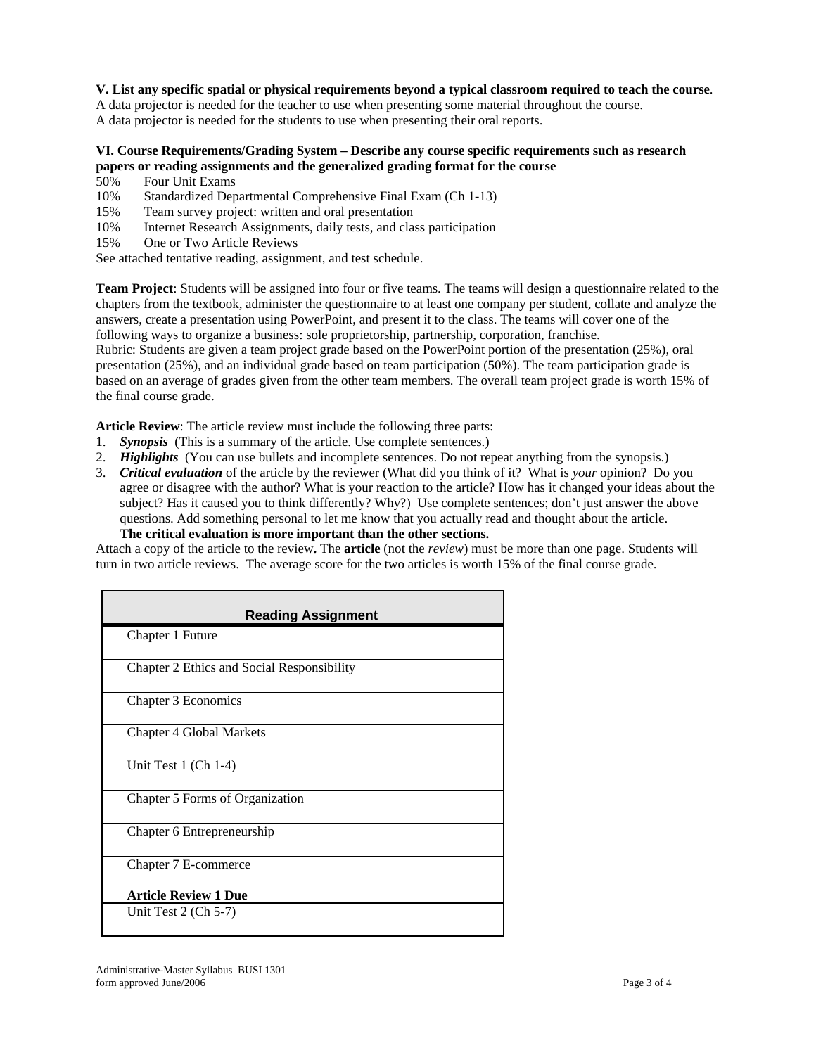**V. List any specific spatial or physical requirements beyond a typical classroom required to teach the course**.
A data projector is needed for the teacher to use when presenting some material throughout the course.
A data projector is needed for the students to use when presenting their oral reports.

**VI. Course Requirements/Grading System – Describe any course specific requirements such as research papers or reading assignments and the generalized grading format for the course**

50% Four Unit Exams
10% Standardized Departmental Comprehensive Final Exam (Ch 1-13)
15% Team survey project: written and oral presentation
10% Internet Research Assignments, daily tests, and class participation
15% One or Two Article Reviews

See attached tentative reading, assignment, and test schedule.

**Team Project**: Students will be assigned into four or five teams. The teams will design a questionnaire related to the chapters from the textbook, administer the questionnaire to at least one company per student, collate and analyze the answers, create a presentation using PowerPoint, and present it to the class. The teams will cover one of the following ways to organize a business: sole proprietorship, partnership, corporation, franchise.
Rubric: Students are given a team project grade based on the PowerPoint portion of the presentation (25%), oral presentation (25%), and an individual grade based on team participation (50%). The team participation grade is based on an average of grades given from the other team members. The overall team project grade is worth 15% of the final course grade.

**Article Review**: The article review must include the following three parts:

1. ***Synopsis*** (This is a summary of the article. Use complete sentences.)
2. ***Highlights*** (You can use bullets and incomplete sentences. Do not repeat anything from the synopsis.)
3. ***Critical evaluation*** of the article by the reviewer (What did you think of it? What is *your* opinion? Do you agree or disagree with the author? What is your reaction to the article? How has it changed your ideas about the subject? Has it caused you to think differently? Why?) Use complete sentences; don't just answer the above questions. Add something personal to let me know that you actually read and thought about the article.
   **The critical evaluation is more important than the other sections.**

Attach a copy of the article to the review**.** The **article** (not the *review*) must be more than one page. Students will turn in two article reviews. The average score for the two articles is worth 15% of the final course grade.

| | **Reading Assignment** |
|---|---|
| | Chapter 1 Future |
| | Chapter 2 Ethics and Social Responsibility |
| | Chapter 3 Economics |
| | Chapter 4 Global Markets |
| | Unit Test 1 (Ch 1-4) |
| | Chapter 5 Forms of Organization |
| | Chapter 6 Entrepreneurship |
| | Chapter 7 E-commerce<br><br>**Article Review 1 Due** |
| | Unit Test 2 (Ch 5-7) |

Administrative-Master Syllabus BUSI 1301
form approved June/2006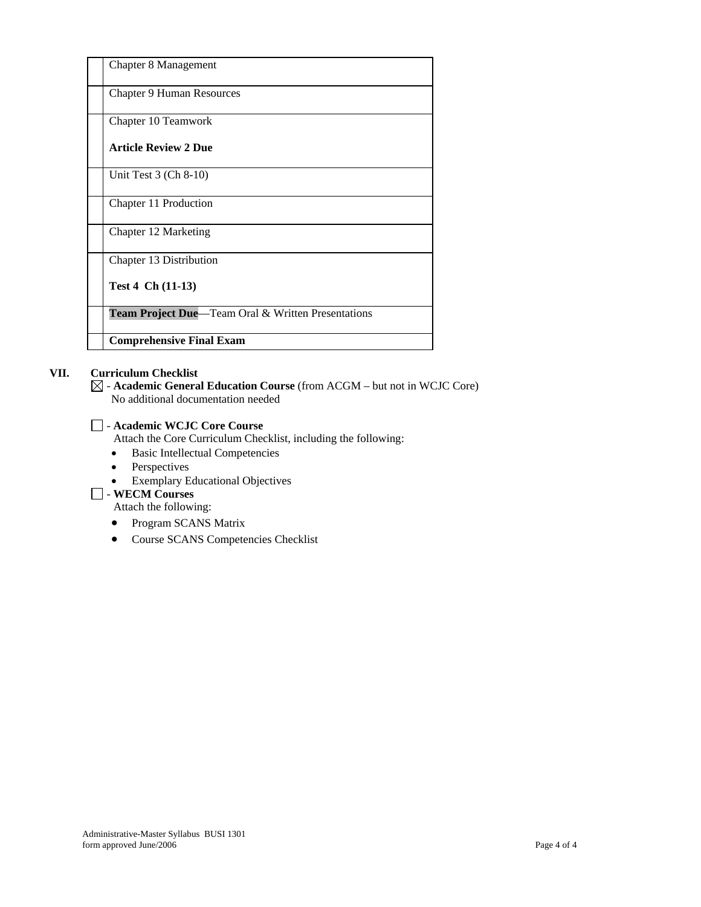| | |
|---|---|
| | Chapter 8 Management |
| | Chapter 9 Human Resources |
| | Chapter 10 Teamwork<br><br>**Article Review 2 Due** |
| | Unit Test 3 (Ch 8-10) |
| | Chapter 11 Production |
| | Chapter 12 Marketing |
| | Chapter 13 Distribution<br><br>**Test 4 Ch (11-13)** |
| | **Team Project Due**—Team Oral & Written Presentations |
| | **Comprehensive Final Exam** |

## VII. Curriculum Checklist

☒ - **Academic General Education Course** (from ACGM – but not in WCJC Core)
No additional documentation needed

☐ - **Academic WCJC Core Course**
Attach the Core Curriculum Checklist, including the following:

- Basic Intellectual Competencies
- Perspectives
- Exemplary Educational Objectives

☐ - **WECM Courses**
Attach the following:

- Program SCANS Matrix
- Course SCANS Competencies Checklist